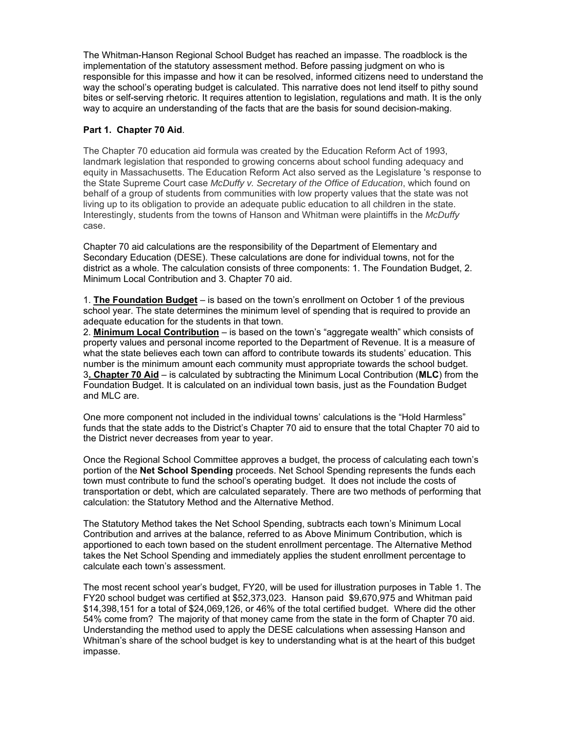The Whitman-Hanson Regional School Budget has reached an impasse. The roadblock is the implementation of the statutory assessment method. Before passing judgment on who is responsible for this impasse and how it can be resolved, informed citizens need to understand the way the school's operating budget is calculated. This narrative does not lend itself to pithy sound bites or self-serving rhetoric. It requires attention to legislation, regulations and math. It is the only way to acquire an understanding of the facts that are the basis for sound decision-making.

**Part 1. Chapter 70 Aid**.

The Chapter 70 education aid formula was created by the Education Reform Act of 1993, landmark legislation that responded to growing concerns about school funding adequacy and equity in Massachusetts. The Education Reform Act also served as the Legislature 's response to the State Supreme Court case *McDuffy v. Secretary of the Office of Education*, which found on behalf of a group of students from communities with low property values that the state was not living up to its obligation to provide an adequate public education to all children in the state. Interestingly, students from the towns of Hanson and Whitman were plaintiffs in the *McDuffy* case.

Chapter 70 aid calculations are the responsibility of the Department of Elementary and Secondary Education (DESE). These calculations are done for individual towns, not for the district as a whole. The calculation consists of three components: 1. The Foundation Budget, 2. Minimum Local Contribution and 3. Chapter 70 aid.

1. **The Foundation Budget** – is based on the town's enrollment on October 1 of the previous school year. The state determines the minimum level of spending that is required to provide an adequate education for the students in that town.
2. **Minimum Local Contribution** – is based on the town's "aggregate wealth" which consists of property values and personal income reported to the Department of Revenue. It is a measure of what the state believes each town can afford to contribute towards its students' education. This number is the minimum amount each community must appropriate towards the school budget.
3. **Chapter 70 Aid** – is calculated by subtracting the Minimum Local Contribution (**MLC**) from the Foundation Budget. It is calculated on an individual town basis, just as the Foundation Budget and MLC are.

One more component not included in the individual towns' calculations is the "Hold Harmless" funds that the state adds to the District's Chapter 70 aid to ensure that the total Chapter 70 aid to the District never decreases from year to year.

Once the Regional School Committee approves a budget, the process of calculating each town's portion of the **Net School Spending** proceeds. Net School Spending represents the funds each town must contribute to fund the school's operating budget. It does not include the costs of transportation or debt, which are calculated separately. There are two methods of performing that calculation: the Statutory Method and the Alternative Method.

The Statutory Method takes the Net School Spending, subtracts each town's Minimum Local Contribution and arrives at the balance, referred to as Above Minimum Contribution, which is apportioned to each town based on the student enrollment percentage. The Alternative Method takes the Net School Spending and immediately applies the student enrollment percentage to calculate each town's assessment.

The most recent school year's budget, FY20, will be used for illustration purposes in Table 1. The FY20 school budget was certified at $52,373,023. Hanson paid $9,670,975 and Whitman paid $14,398,151 for a total of $24,069,126, or 46% of the total certified budget. Where did the other 54% come from? The majority of that money came from the state in the form of Chapter 70 aid. Understanding the method used to apply the DESE calculations when assessing Hanson and Whitman's share of the school budget is key to understanding what is at the heart of this budget impasse.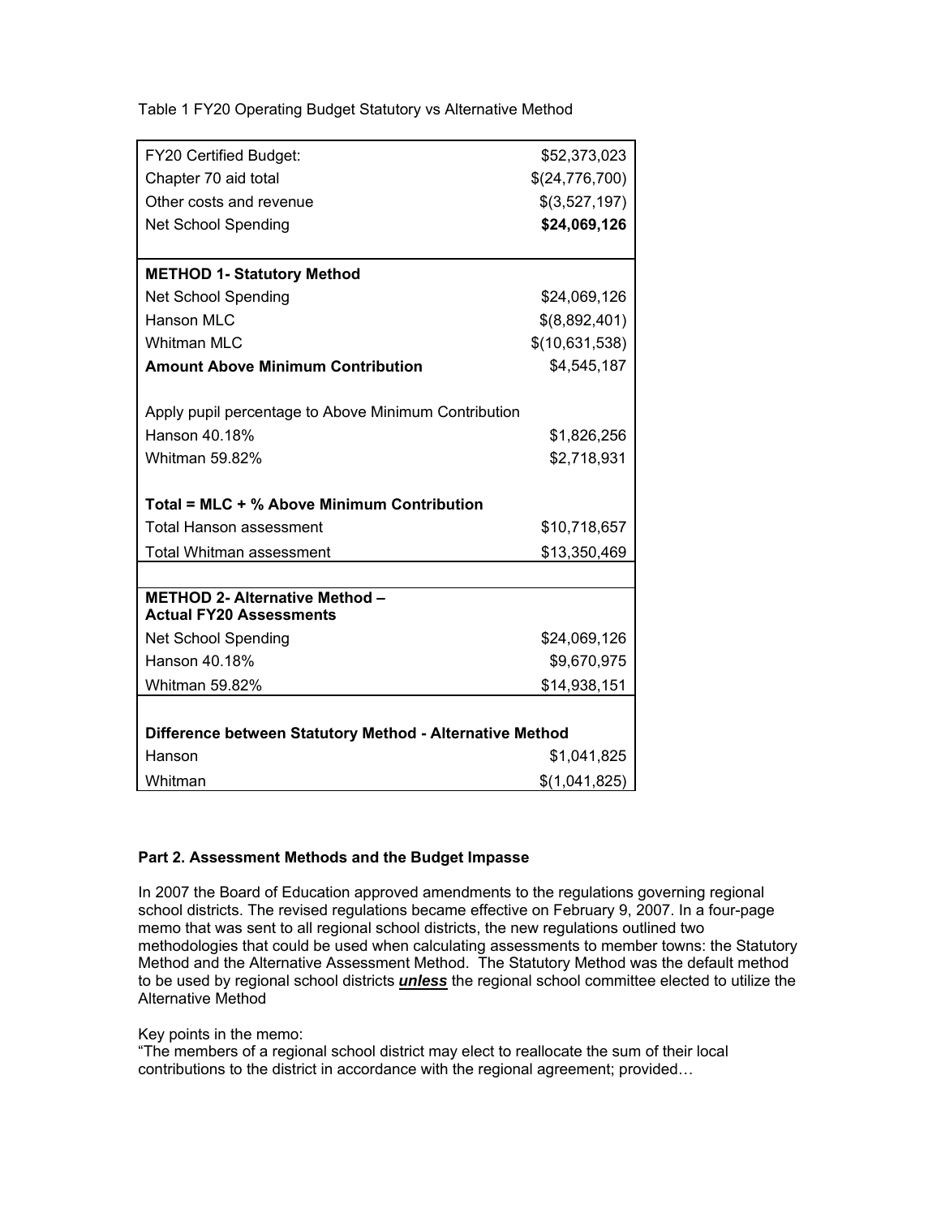Table 1 FY20 Operating Budget Statutory vs Alternative Method

| | |
|---|---|
| FY20 Certified Budget: | $52,373,023 |
| Chapter 70 aid total | $(24,776,700) |
| Other costs and revenue | $(3,527,197) |
| Net School Spending | **$24,069,126** |
| | |
| **METHOD 1- Statutory Method** | |
| Net School Spending | $24,069,126 |
| Hanson MLC | $(8,892,401) |
| Whitman MLC | $(10,631,538) |
| **Amount Above Minimum Contribution** | $4,545,187 |
| | |
| Apply pupil percentage to Above Minimum Contribution | |
| Hanson 40.18% | $1,826,256 |
| Whitman 59.82% | $2,718,931 |
| | |
| **Total = MLC + % Above Minimum Contribution** | |
| Total Hanson assessment | $10,718,657 |
| Total Whitman assessment | $13,350,469 |
| | |
| **METHOD 2- Alternative Method – Actual FY20 Assessments** | |
| Net School Spending | $24,069,126 |
| Hanson 40.18% | $9,670,975 |
| Whitman 59.82% | $14,938,151 |
| | |
| **Difference between Statutory Method - Alternative Method** | |
| Hanson | $1,041,825 |
| Whitman | $(1,041,825) |

**Part 2. Assessment Methods and the Budget Impasse**

In 2007 the Board of Education approved amendments to the regulations governing regional school districts. The revised regulations became effective on February 9, 2007. In a four-page memo that was sent to all regional school districts, the new regulations outlined two methodologies that could be used when calculating assessments to member towns: the Statutory Method and the Alternative Assessment Method. The Statutory Method was the default method to be used by regional school districts ***unless*** the regional school committee elected to utilize the Alternative Method

Key points in the memo:
"The members of a regional school district may elect to reallocate the sum of their local contributions to the district in accordance with the regional agreement; provided…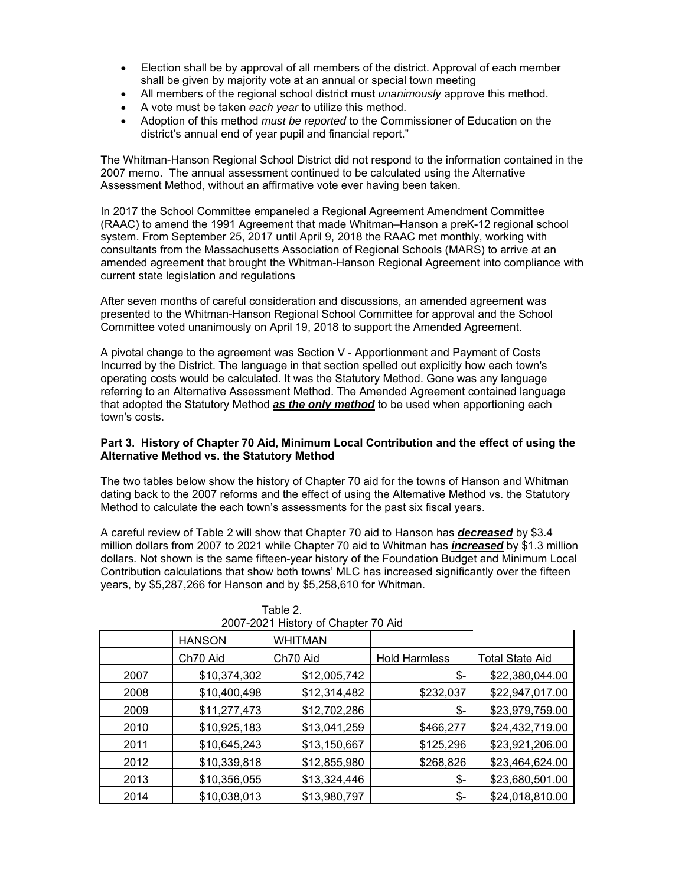- Election shall be by approval of all members of the district. Approval of each member shall be given by majority vote at an annual or special town meeting
- All members of the regional school district must *unanimously* approve this method.
- A vote must be taken *each year* to utilize this method.
- Adoption of this method *must be reported* to the Commissioner of Education on the district's annual end of year pupil and financial report."

The Whitman-Hanson Regional School District did not respond to the information contained in the 2007 memo. The annual assessment continued to be calculated using the Alternative Assessment Method, without an affirmative vote ever having been taken.

In 2017 the School Committee empaneled a Regional Agreement Amendment Committee (RAAC) to amend the 1991 Agreement that made Whitman–Hanson a preK-12 regional school system. From September 25, 2017 until April 9, 2018 the RAAC met monthly, working with consultants from the Massachusetts Association of Regional Schools (MARS) to arrive at an amended agreement that brought the Whitman-Hanson Regional Agreement into compliance with current state legislation and regulations

After seven months of careful consideration and discussions, an amended agreement was presented to the Whitman-Hanson Regional School Committee for approval and the School Committee voted unanimously on April 19, 2018 to support the Amended Agreement.

A pivotal change to the agreement was Section V - Apportionment and Payment of Costs Incurred by the District. The language in that section spelled out explicitly how each town's operating costs would be calculated. It was the Statutory Method. Gone was any language referring to an Alternative Assessment Method. The Amended Agreement contained language that adopted the Statutory Method ***as the only method*** to be used when apportioning each town's costs.

**Part 3. History of Chapter 70 Aid, Minimum Local Contribution and the effect of using the Alternative Method vs. the Statutory Method**

The two tables below show the history of Chapter 70 aid for the towns of Hanson and Whitman dating back to the 2007 reforms and the effect of using the Alternative Method vs. the Statutory Method to calculate the each town's assessments for the past six fiscal years.

A careful review of Table 2 will show that Chapter 70 aid to Hanson has ***decreased*** by $3.4 million dollars from 2007 to 2021 while Chapter 70 aid to Whitman has ***increased*** by $1.3 million dollars. Not shown is the same fifteen-year history of the Foundation Budget and Minimum Local Contribution calculations that show both towns' MLC has increased significantly over the fifteen years, by $5,287,266 for Hanson and by $5,258,610 for Whitman.

Table 2.
2007-2021 History of Chapter 70 Aid

| | HANSON | WHITMAN | | |
|---|---|---|---|---|
| | Ch70 Aid | Ch70 Aid | Hold Harmless | Total State Aid |
| 2007 | $10,374,302 | $12,005,742 | $- | $22,380,044.00 |
| 2008 | $10,400,498 | $12,314,482 | $232,037 | $22,947,017.00 |
| 2009 | $11,277,473 | $12,702,286 | $- | $23,979,759.00 |
| 2010 | $10,925,183 | $13,041,259 | $466,277 | $24,432,719.00 |
| 2011 | $10,645,243 | $13,150,667 | $125,296 | $23,921,206.00 |
| 2012 | $10,339,818 | $12,855,980 | $268,826 | $23,464,624.00 |
| 2013 | $10,356,055 | $13,324,446 | $- | $23,680,501.00 |
| 2014 | $10,038,013 | $13,980,797 | $- | $24,018,810.00 |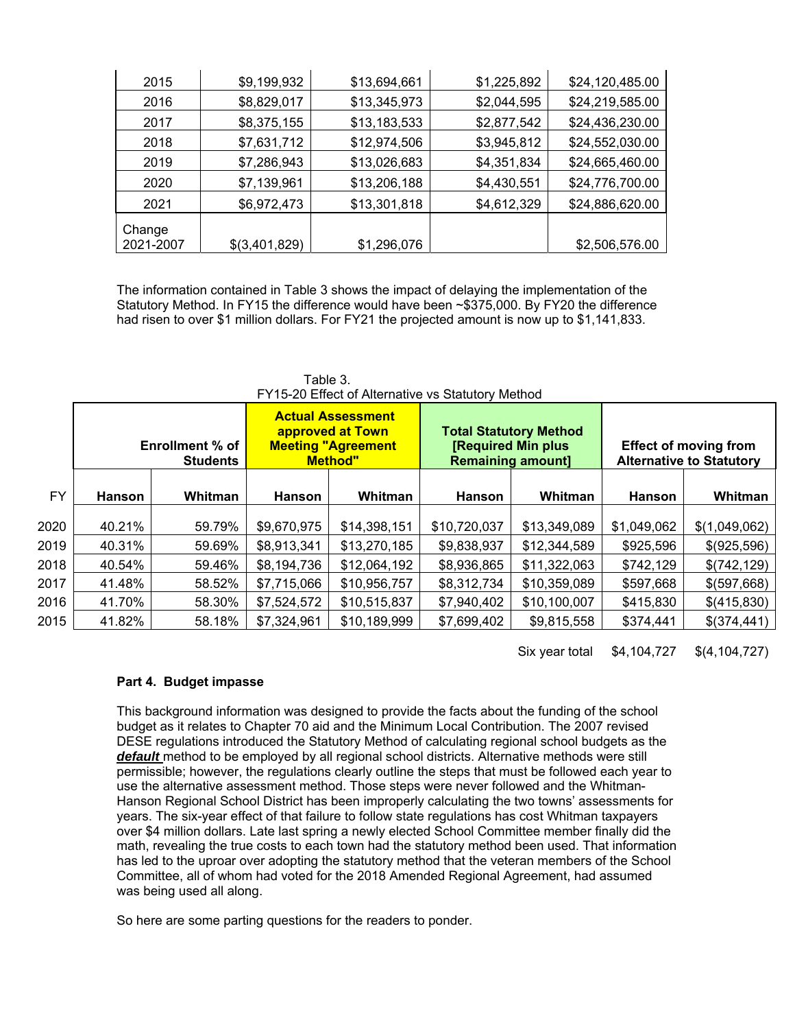| | | | | |
|---|---|---|---|---|
| 2015 | $9,199,932 | $13,694,661 | $1,225,892 | $24,120,485.00 |
| 2016 | $8,829,017 | $13,345,973 | $2,044,595 | $24,219,585.00 |
| 2017 | $8,375,155 | $13,183,533 | $2,877,542 | $24,436,230.00 |
| 2018 | $7,631,712 | $12,974,506 | $3,945,812 | $24,552,030.00 |
| 2019 | $7,286,943 | $13,026,683 | $4,351,834 | $24,665,460.00 |
| 2020 | $7,139,961 | $13,206,188 | $4,430,551 | $24,776,700.00 |
| 2021 | $6,972,473 | $13,301,818 | $4,612,329 | $24,886,620.00 |
| Change 2021-2007 | $(3,401,829) | $1,296,076 | | $2,506,576.00 |

The information contained in Table 3 shows the impact of delaying the implementation of the Statutory Method. In FY15 the difference would have been ~$375,000. By FY20 the difference had risen to over $1 million dollars. For FY21 the projected amount is now up to $1,141,833.

Table 3.
FY15-20 Effect of Alternative vs Statutory Method

| | Enrollment % of Students | | Actual Assessment approved at Town Meeting "Agreement Method" | | Total Statutory Method [Required Min plus Remaining amount] | | Effect of moving from Alternative to Statutory | |
|---|---|---|---|---|---|---|---|---|
| FY | Hanson | Whitman | Hanson | Whitman | Hanson | Whitman | Hanson | Whitman |
| 2020 | 40.21% | 59.79% | $9,670,975 | $14,398,151 | $10,720,037 | $13,349,089 | $1,049,062 | $(1,049,062) |
| 2019 | 40.31% | 59.69% | $8,913,341 | $13,270,185 | $9,838,937 | $12,344,589 | $925,596 | $(925,596) |
| 2018 | 40.54% | 59.46% | $8,194,736 | $12,064,192 | $8,936,865 | $11,322,063 | $742,129 | $(742,129) |
| 2017 | 41.48% | 58.52% | $7,715,066 | $10,956,757 | $8,312,734 | $10,359,089 | $597,668 | $(597,668) |
| 2016 | 41.70% | 58.30% | $7,524,572 | $10,515,837 | $7,940,402 | $10,100,007 | $415,830 | $(415,830) |
| 2015 | 41.82% | 58.18% | $7,324,961 | $10,189,999 | $7,699,402 | $9,815,558 | $374,441 | $(374,441) |
| | | | | | | Six year total | $4,104,727 | $(4,104,727) |

**Part 4. Budget impasse**

This background information was designed to provide the facts about the funding of the school budget as it relates to Chapter 70 aid and the Minimum Local Contribution. The 2007 revised DESE regulations introduced the Statutory Method of calculating regional school budgets as the ***default*** method to be employed by all regional school districts. Alternative methods were still permissible; however, the regulations clearly outline the steps that must be followed each year to use the alternative assessment method. Those steps were never followed and the Whitman-Hanson Regional School District has been improperly calculating the two towns' assessments for years. The six-year effect of that failure to follow state regulations has cost Whitman taxpayers over $4 million dollars. Late last spring a newly elected School Committee member finally did the math, revealing the true costs to each town had the statutory method been used. That information has led to the uproar over adopting the statutory method that the veteran members of the School Committee, all of whom had voted for the 2018 Amended Regional Agreement, had assumed was being used all along.

So here are some parting questions for the readers to ponder.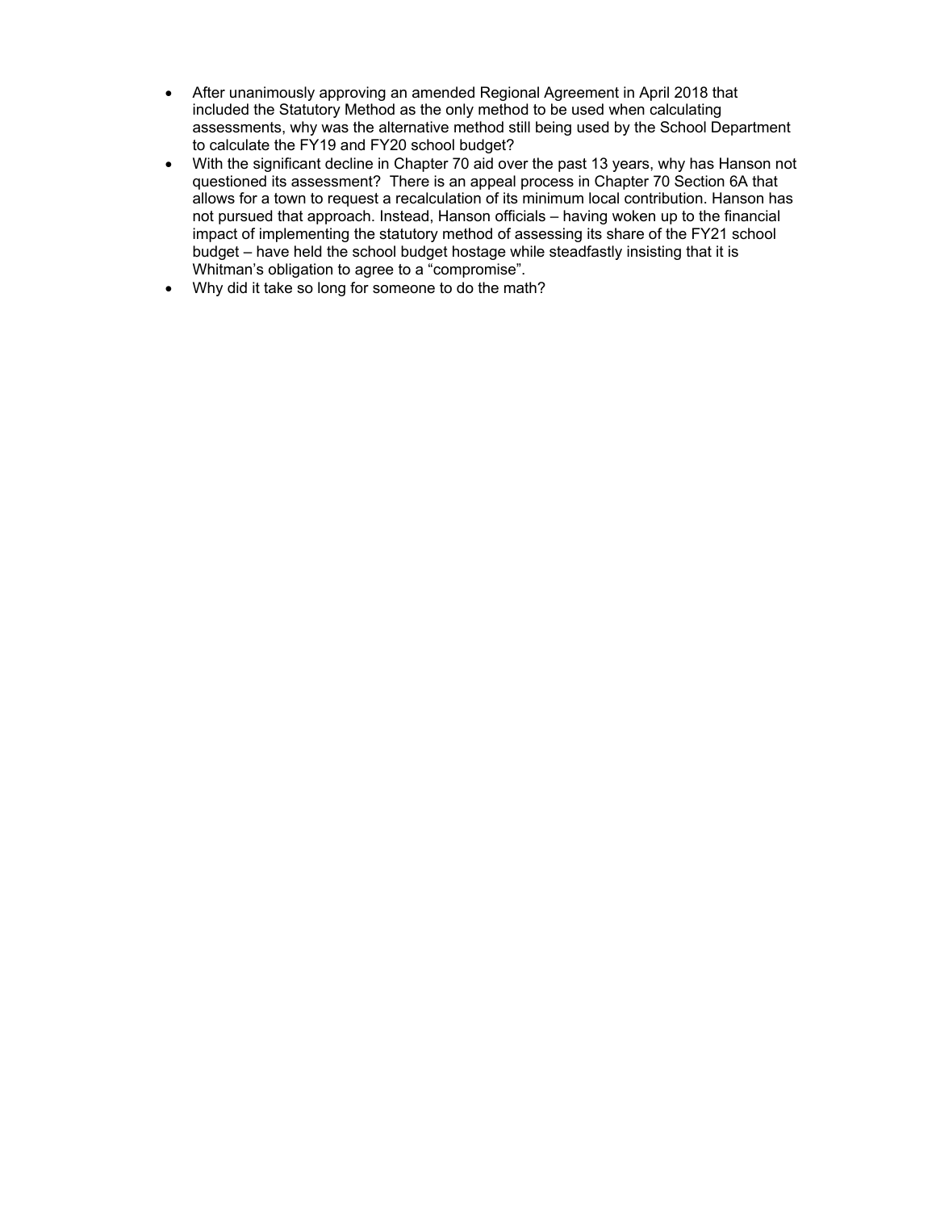- After unanimously approving an amended Regional Agreement in April 2018 that included the Statutory Method as the only method to be used when calculating assessments, why was the alternative method still being used by the School Department to calculate the FY19 and FY20 school budget?
- With the significant decline in Chapter 70 aid over the past 13 years, why has Hanson not questioned its assessment? There is an appeal process in Chapter 70 Section 6A that allows for a town to request a recalculation of its minimum local contribution. Hanson has not pursued that approach. Instead, Hanson officials – having woken up to the financial impact of implementing the statutory method of assessing its share of the FY21 school budget – have held the school budget hostage while steadfastly insisting that it is Whitman's obligation to agree to a "compromise".
- Why did it take so long for someone to do the math?